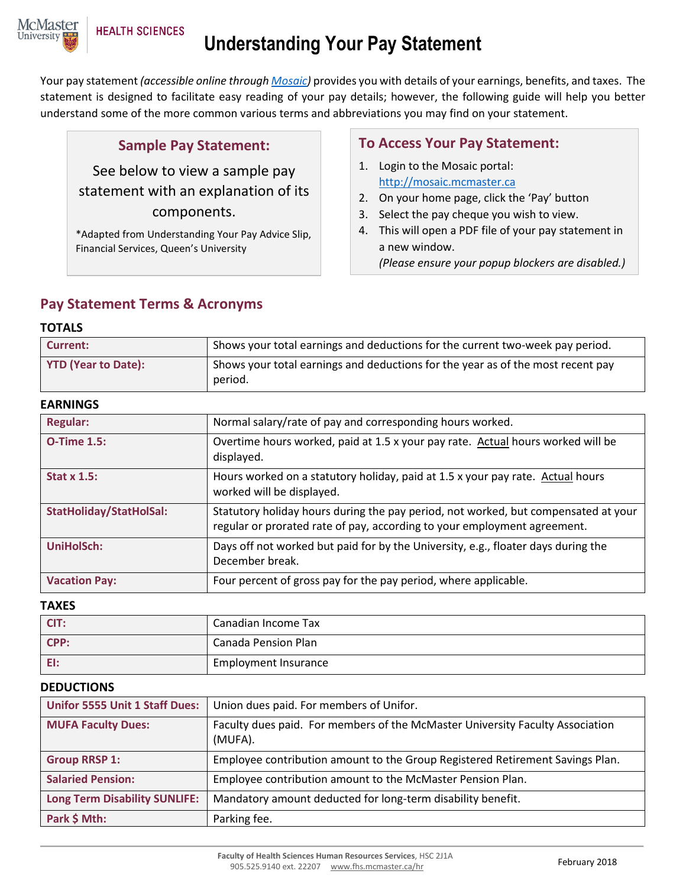McMaster University | HEALTH SCIENCES

# Understanding Your Pay Statement

Your pay statement *(accessible online through Mosaic)* provides you with details of your earnings, benefits, and taxes. The statement is designed to facilitate easy reading of your pay details; however, the following guide will help you better understand some of the more common various terms and abbreviations you may find on your statement.

### Sample Pay Statement:

See below to view a sample pay statement with an explanation of its components.

*Adapted from Understanding Your Pay Advice Slip, Financial Services, Queen's University

### To Access Your Pay Statement:

1. Login to the Mosaic portal: http://mosaic.mcmaster.ca
2. On your home page, click the 'Pay' button
3. Select the pay cheque you wish to view.
4. This will open a PDF file of your pay statement in a new window. *(Please ensure your popup blockers are disabled.)*

## Pay Statement Terms & Acronyms

**TOTALS**

| | |
|---|---|
| **Current:** | Shows your total earnings and deductions for the current two-week pay period. |
| **YTD (Year to Date):** | Shows your total earnings and deductions for the year as of the most recent pay period. |

**EARNINGS**

| | |
|---|---|
| **Regular:** | Normal salary/rate of pay and corresponding hours worked. |
| **O-Time 1.5:** | Overtime hours worked, paid at 1.5 x your pay rate. Actual hours worked will be displayed. |
| **Stat x 1.5:** | Hours worked on a statutory holiday, paid at 1.5 x your pay rate. Actual hours worked will be displayed. |
| **StatHoliday/StatHolSal:** | Statutory holiday hours during the pay period, not worked, but compensated at your regular or prorated rate of pay, according to your employment agreement. |
| **UniHolSch:** | Days off not worked but paid for by the University, e.g., floater days during the December break. |
| **Vacation Pay:** | Four percent of gross pay for the pay period, where applicable. |

**TAXES**

| | |
|---|---|
| **CIT:** | Canadian Income Tax |
| **CPP:** | Canada Pension Plan |
| **EI:** | Employment Insurance |

**DEDUCTIONS**

| | |
|---|---|
| **Unifor 5555 Unit 1 Staff Dues:** | Union dues paid. For members of Unifor. |
| **MUFA Faculty Dues:** | Faculty dues paid. For members of the McMaster University Faculty Association (MUFA). |
| **Group RRSP 1:** | Employee contribution amount to the Group Registered Retirement Savings Plan. |
| **Salaried Pension:** | Employee contribution amount to the McMaster Pension Plan. |
| **Long Term Disability SUNLIFE:** | Mandatory amount deducted for long-term disability benefit. |
| **Park $ Mth:** | Parking fee. |

Faculty of Health Sciences Human Resources Services, HSC 2J1A
905.525.9140 ext. 22207 www.fhs.mcmaster.ca/hr

February 2018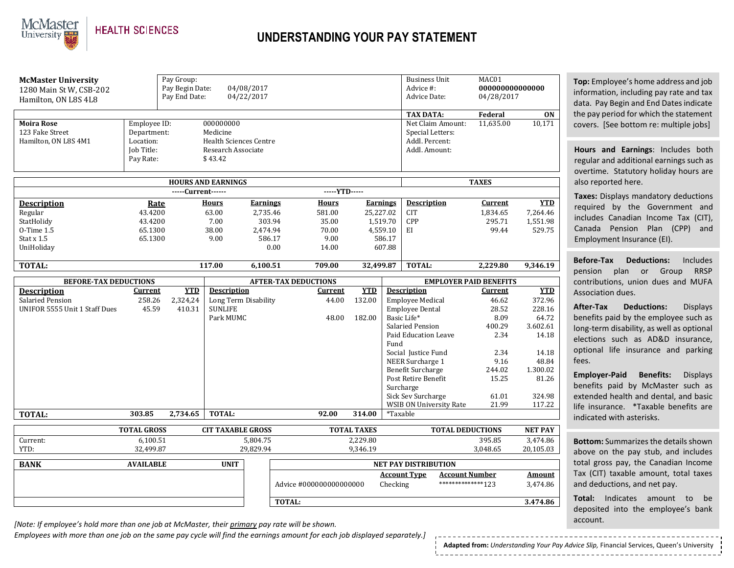McMaster University | HEALTH SCIENCES

# UNDERSTANDING YOUR PAY STATEMENT

| | | | |
|---|---|---|---|
| **McMaster University**<br>1280 Main St W, CSB-202<br>Hamilton, ON L8S 4L8 | Pay Group:<br>Pay Begin Date: 04/08/2017<br>Pay End Date: 04/22/2017 | | Business Unit: MAC01<br>Advice #: **000000000000000**<br>Advice Date: 04/28/2017 |

| | | | | |
|---|---|---|---|---|
| **Moira Rose**<br>123 Fake Street<br>Hamilton, ON L8S 4M1 | Employee ID: 000000000<br>Department: Medicine<br>Location: Health Sciences Centre<br>Job Title: Research Associate<br>Pay Rate: $ 43.42 | **TAX DATA:** | **Federal** | **ON** |
| | | Net Claim Amount: | 11,635.00 | 10,171 |
| | | Special Letters: | | |
| | | Addl. Percent: | | |
| | | Addl. Amount: | | |

**HOURS AND EARNINGS**

| Description | Rate | Current Hours | Current Earnings | YTD Hours | YTD Earnings |
|---|---|---|---|---|---|
| Regular | 43.4200 | 63.00 | 2,735.46 | 581.00 | 25,227.02 |
| StatHolidy | 43.4200 | 7.00 | 303.94 | 35.00 | 1,519.70 |
| O-Time 1.5 | 65.1300 | 38.00 | 2,474.94 | 70.00 | 4,559.10 |
| Stat x 1.5 | 65.1300 | 9.00 | 586.17 | 9.00 | 586.17 |
| UniHoliday | | | 0.00 | 14.00 | 607.88 |
| **TOTAL:** | | **117.00** | **6,100.51** | **709.00** | **32,499.87** |

**TAXES**

| Description | Current | YTD |
|---|---|---|
| CIT | 1,834.65 | 7,264.46 |
| CPP | 295.71 | 1,551.98 |
| EI | 99.44 | 529.75 |
| **TOTAL:** | **2,229.80** | **9,346.19** |

**BEFORE-TAX DEDUCTIONS**

| Description | Current | YTD |
|---|---|---|
| Salaried Pension | 258.26 | 2,324,24 |
| UNIFOR 5555 Unit 1 Staff Dues | 45.59 | 410.31 |
| **TOTAL:** | **303.85** | **2,734.65** |

**AFTER-TAX DEDUCTIONS**

| Description | Current | YTD |
|---|---|---|
| Long Term Disability | 44.00 | 132.00 |
| SUNLIFE | | |
| Park MUMC | 48.00 | 182.00 |
| **TOTAL:** | **92.00** | **314.00** |

**EMPLOYER PAID BENEFITS**

| Description | Current | YTD |
|---|---|---|
| Employee Medical | 46.62 | 372.96 |
| Employee Dental | 28.52 | 228.16 |
| Basic Life* | 8.09 | 64.72 |
| Salaried Pension | 400.29 | 3.602.61 |
| Paid Education Leave Fund | 2.34 | 14.18 |
| Social Justice Fund | 2.34 | 14.18 |
| NEER Surcharge 1 | 9.16 | 48.84 |
| Benefit Surcharge | 244.02 | 1.300.02 |
| Post Retire Benefit Surcharge | 15.25 | 81.26 |
| Sick Sev Surcharge | 61.01 | 324.98 |
| WSIB ON University Rate | 21.99 | 117.22 |
| *Taxable | | |

| | TOTAL GROSS | CIT TAXABLE GROSS | TOTAL TAXES | TOTAL DEDUCTIONS | NET PAY |
|---|---|---|---|---|---|
| Current: | 6,100.51 | 5,804.75 | 2,229.80 | 395.85 | 3,474.86 |
| YTD: | 32,499.87 | 29,829.94 | 9,346.19 | 3,048.65 | 20,105.03 |

| BANK | AVAILABLE | UNIT |
|---|---|---|
| | | |

**NET PAY DISTRIBUTION**

| | Account Type | Account Number | Amount |
|---|---|---|---|
| Advice #000000000000000 | Checking | **************123 | 3,474.86 |
| **TOTAL:** | | | **3.474.86** |

*[Note: If employee's hold more than one job at McMaster, their primary pay rate will be shown. Employees with more than one job on the same pay cycle will find the earnings amount for each job displayed separately.]*

**Top:** Employee's home address and job information, including pay rate and tax data. Pay Begin and End Dates indicate the pay period for which the statement covers. [See bottom re: multiple jobs]

**Hours and Earnings**: Includes both regular and additional earnings such as overtime. Statutory holiday hours are also reported here.

**Taxes:** Displays mandatory deductions required by the Government and includes Canadian Income Tax (CIT), Canada Pension Plan (CPP) and Employment Insurance (EI).

**Before-Tax Deductions:** Includes pension plan or Group RRSP contributions, union dues and MUFA Association dues.

**After-Tax Deductions:** Displays benefits paid by the employee such as long-term disability, as well as optional elections such as AD&D insurance, optional life insurance and parking fees.

**Employer-Paid Benefits:** Displays benefits paid by McMaster such as extended health and dental, and basic life insurance. *Taxable benefits are indicated with asterisks.

**Bottom:** Summarizes the details shown above on the pay stub, and includes total gross pay, the Canadian Income Tax (CIT) taxable amount, total taxes and deductions, and net pay.

**Total:** Indicates amount to be deposited into the employee's bank account.

**Adapted from:** *Understanding Your Pay Advice Slip*, Financial Services, Queen's University